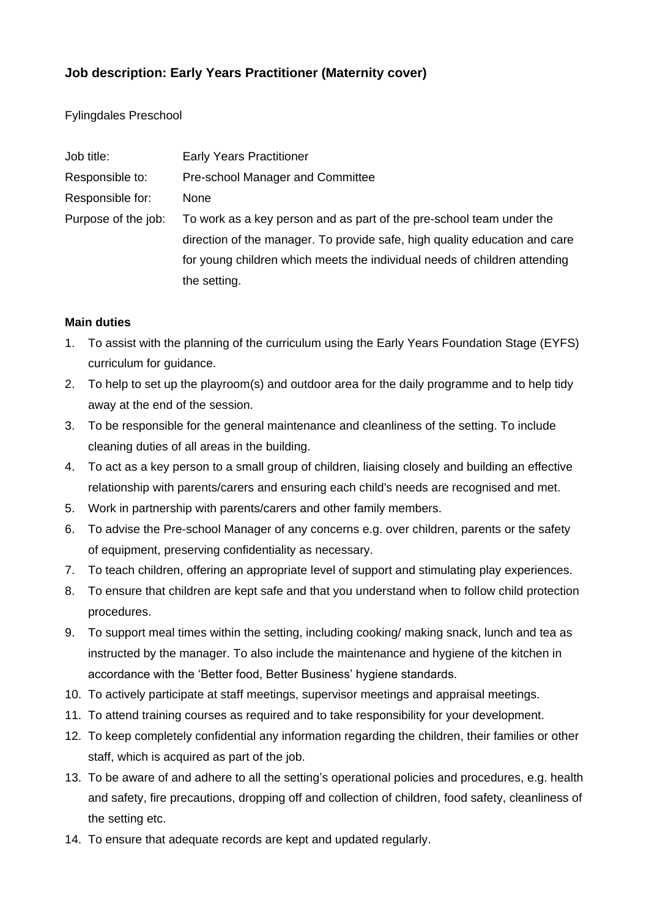## Job description: Early Years Practitioner (Maternity cover)

Fylingdales Preschool

| | |
|---|---|
| Job title: | Early Years Practitioner |
| Responsible to: | Pre-school Manager and Committee |
| Responsible for: | None |
| Purpose of the job: | To work as a key person and as part of the pre-school team under the direction of the manager. To provide safe, high quality education and care for young children which meets the individual needs of children attending the setting. |

**Main duties**

1. To assist with the planning of the curriculum using the Early Years Foundation Stage (EYFS) curriculum for guidance.
2. To help to set up the playroom(s) and outdoor area for the daily programme and to help tidy away at the end of the session.
3. To be responsible for the general maintenance and cleanliness of the setting. To include cleaning duties of all areas in the building.
4. To act as a key person to a small group of children, liaising closely and building an effective relationship with parents/carers and ensuring each child's needs are recognised and met.
5. Work in partnership with parents/carers and other family members.
6. To advise the Pre-school Manager of any concerns e.g. over children, parents or the safety of equipment, preserving confidentiality as necessary.
7. To teach children, offering an appropriate level of support and stimulating play experiences.
8. To ensure that children are kept safe and that you understand when to follow child protection procedures.
9. To support meal times within the setting, including cooking/ making snack, lunch and tea as instructed by the manager. To also include the maintenance and hygiene of the kitchen in accordance with the 'Better food, Better Business' hygiene standards.
10. To actively participate at staff meetings, supervisor meetings and appraisal meetings.
11. To attend training courses as required and to take responsibility for your development.
12. To keep completely confidential any information regarding the children, their families or other staff, which is acquired as part of the job.
13. To be aware of and adhere to all the setting's operational policies and procedures, e.g. health and safety, fire precautions, dropping off and collection of children, food safety, cleanliness of the setting etc.
14. To ensure that adequate records are kept and updated regularly.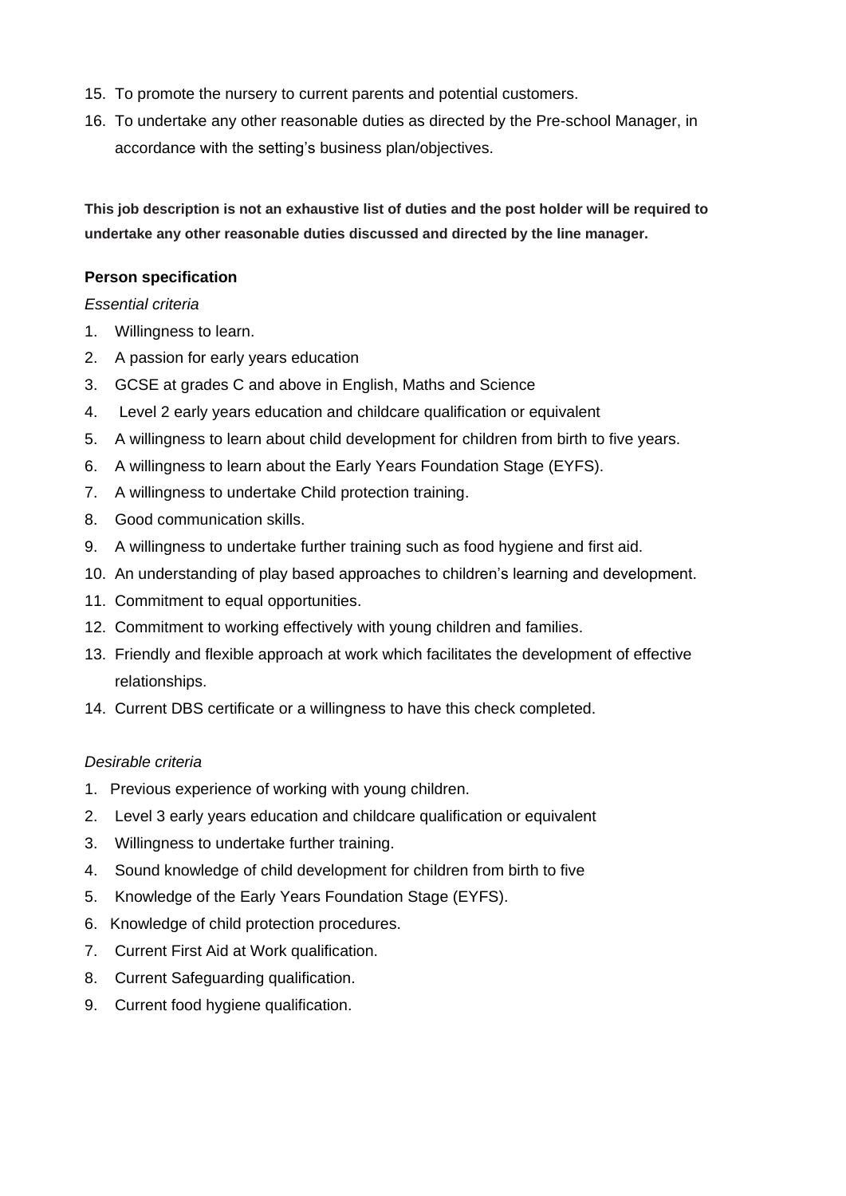15. To promote the nursery to current parents and potential customers.
16. To undertake any other reasonable duties as directed by the Pre-school Manager, in accordance with the setting's business plan/objectives.

**This job description is not an exhaustive list of duties and the post holder will be required to undertake any other reasonable duties discussed and directed by the line manager.**

**Person specification**

*Essential criteria*

1. Willingness to learn.
2. A passion for early years education
3. GCSE at grades C and above in English, Maths and Science
4. Level 2 early years education and childcare qualification or equivalent
5. A willingness to learn about child development for children from birth to five years.
6. A willingness to learn about the Early Years Foundation Stage (EYFS).
7. A willingness to undertake Child protection training.
8. Good communication skills.
9. A willingness to undertake further training such as food hygiene and first aid.
10. An understanding of play based approaches to children's learning and development.
11. Commitment to equal opportunities.
12. Commitment to working effectively with young children and families.
13. Friendly and flexible approach at work which facilitates the development of effective relationships.
14. Current DBS certificate or a willingness to have this check completed.

*Desirable criteria*

1. Previous experience of working with young children.
2. Level 3 early years education and childcare qualification or equivalent
3. Willingness to undertake further training.
4. Sound knowledge of child development for children from birth to five
5. Knowledge of the Early Years Foundation Stage (EYFS).
6. Knowledge of child protection procedures.
7. Current First Aid at Work qualification.
8. Current Safeguarding qualification.
9. Current food hygiene qualification.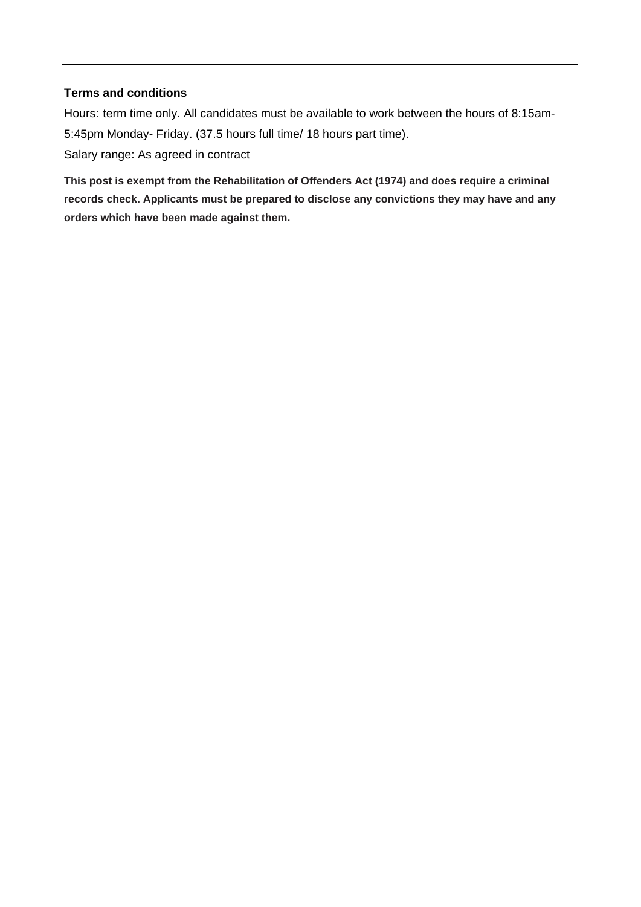---

**Terms and conditions**

Hours: term time only. All candidates must be available to work between the hours of 8:15am-5:45pm Monday- Friday. (37.5 hours full time/ 18 hours part time).

Salary range: As agreed in contract

**This post is exempt from the Rehabilitation of Offenders Act (1974) and does require a criminal records check. Applicants must be prepared to disclose any convictions they may have and any orders which have been made against them.**